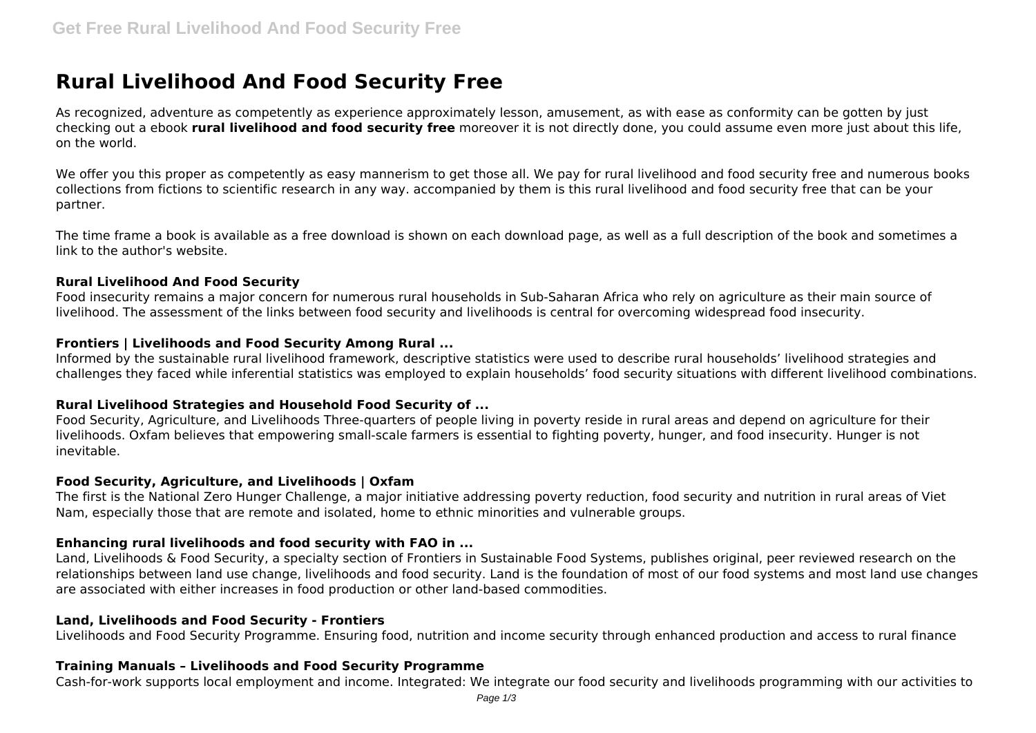# Rural Livelihood And Food Security Free

As recognized, adventure as competently as experience approximately lesson, amusement, as with ease as conformity can be gotten by just checking out a ebook **rural livelihood and food security free** moreover it is not directly done, you could assume even more just about this life, on the world.

We offer you this proper as competently as easy mannerism to get those all. We pay for rural livelihood and food security free and numerous books collections from fictions to scientific research in any way. accompanied by them is this rural livelihood and food security free that can be your partner.

The time frame a book is available as a free download is shown on each download page, as well as a full description of the book and sometimes a link to the author's website.

### Rural Livelihood And Food Security

Food insecurity remains a major concern for numerous rural households in Sub-Saharan Africa who rely on agriculture as their main source of livelihood. The assessment of the links between food security and livelihoods is central for overcoming widespread food insecurity.

### Frontiers | Livelihoods and Food Security Among Rural ...

Informed by the sustainable rural livelihood framework, descriptive statistics were used to describe rural households' livelihood strategies and challenges they faced while inferential statistics was employed to explain households' food security situations with different livelihood combinations.

### Rural Livelihood Strategies and Household Food Security of ...

Food Security, Agriculture, and Livelihoods Three-quarters of people living in poverty reside in rural areas and depend on agriculture for their livelihoods. Oxfam believes that empowering small-scale farmers is essential to fighting poverty, hunger, and food insecurity. Hunger is not inevitable.

### Food Security, Agriculture, and Livelihoods | Oxfam

The first is the National Zero Hunger Challenge, a major initiative addressing poverty reduction, food security and nutrition in rural areas of Viet Nam, especially those that are remote and isolated, home to ethnic minorities and vulnerable groups.

### Enhancing rural livelihoods and food security with FAO in ...

Land, Livelihoods & Food Security, a specialty section of Frontiers in Sustainable Food Systems, publishes original, peer reviewed research on the relationships between land use change, livelihoods and food security. Land is the foundation of most of our food systems and most land use changes are associated with either increases in food production or other land-based commodities.

### Land, Livelihoods and Food Security - Frontiers

Livelihoods and Food Security Programme. Ensuring food, nutrition and income security through enhanced production and access to rural finance

### Training Manuals – Livelihoods and Food Security Programme

Cash-for-work supports local employment and income. Integrated: We integrate our food security and livelihoods programming with our activities to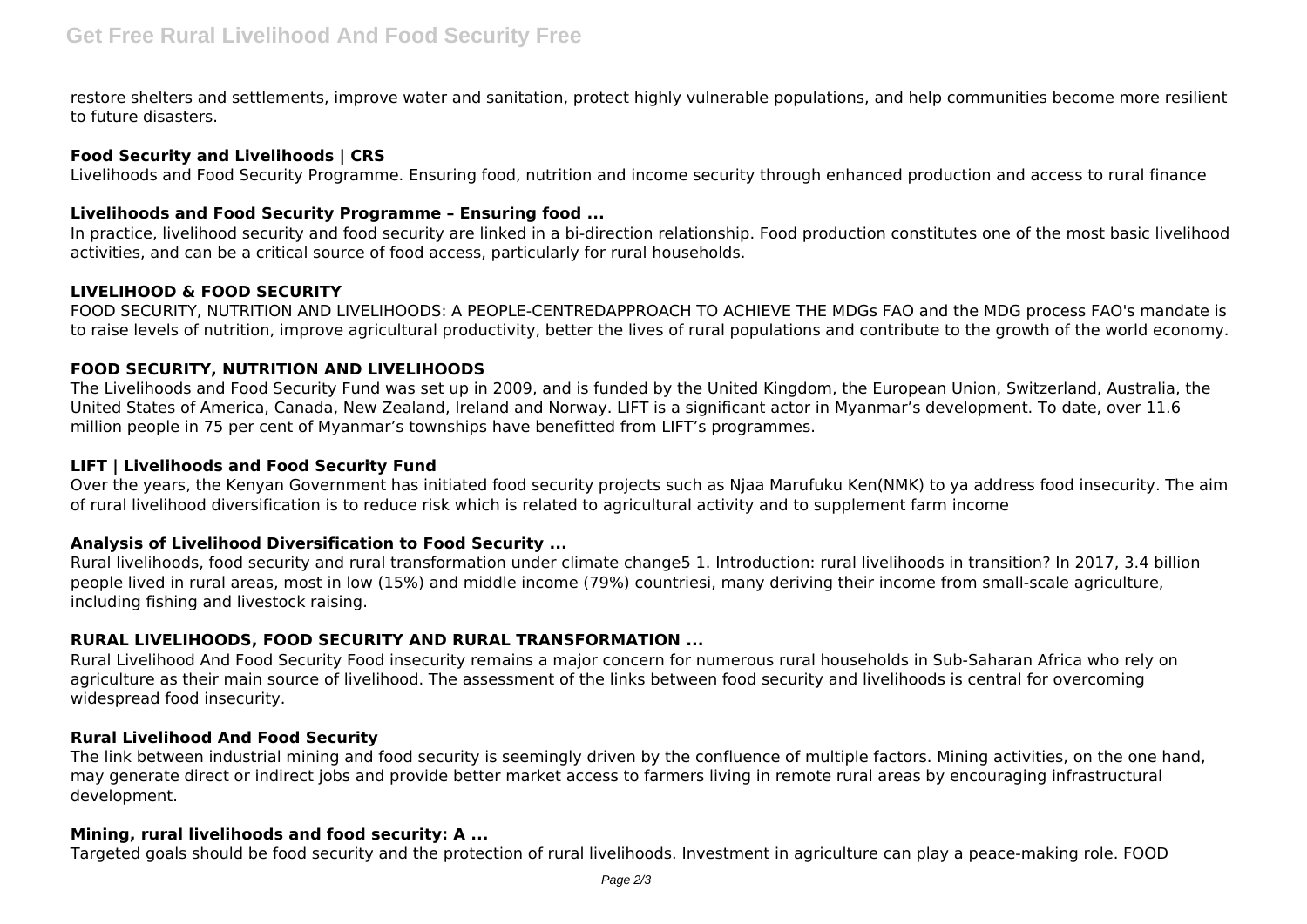restore shelters and settlements, improve water and sanitation, protect highly vulnerable populations, and help communities become more resilient to future disasters.

**Food Security and Livelihoods | CRS**

Livelihoods and Food Security Programme. Ensuring food, nutrition and income security through enhanced production and access to rural finance

**Livelihoods and Food Security Programme – Ensuring food ...**

In practice, livelihood security and food security are linked in a bi-direction relationship. Food production constitutes one of the most basic livelihood activities, and can be a critical source of food access, particularly for rural households.

**LIVELIHOOD & FOOD SECURITY**

FOOD SECURITY, NUTRITION AND LIVELIHOODS: A PEOPLE-CENTREDAPPROACH TO ACHIEVE THE MDGs FAO and the MDG process FAO's mandate is to raise levels of nutrition, improve agricultural productivity, better the lives of rural populations and contribute to the growth of the world economy.

**FOOD SECURITY, NUTRITION AND LIVELIHOODS**

The Livelihoods and Food Security Fund was set up in 2009, and is funded by the United Kingdom, the European Union, Switzerland, Australia, the United States of America, Canada, New Zealand, Ireland and Norway. LIFT is a significant actor in Myanmar's development. To date, over 11.6 million people in 75 per cent of Myanmar's townships have benefitted from LIFT's programmes.

**LIFT | Livelihoods and Food Security Fund**

Over the years, the Kenyan Government has initiated food security projects such as Njaa Marufuku Ken(NMK) to ya address food insecurity. The aim of rural livelihood diversification is to reduce risk which is related to agricultural activity and to supplement farm income

**Analysis of Livelihood Diversification to Food Security ...**

Rural livelihoods, food security and rural transformation under climate change5 1. Introduction: rural livelihoods in transition? In 2017, 3.4 billion people lived in rural areas, most in low (15%) and middle income (79%) countriesi, many deriving their income from small-scale agriculture, including fishing and livestock raising.

**RURAL LIVELIHOODS, FOOD SECURITY AND RURAL TRANSFORMATION ...**

Rural Livelihood And Food Security Food insecurity remains a major concern for numerous rural households in Sub-Saharan Africa who rely on agriculture as their main source of livelihood. The assessment of the links between food security and livelihoods is central for overcoming widespread food insecurity.

**Rural Livelihood And Food Security**

The link between industrial mining and food security is seemingly driven by the confluence of multiple factors. Mining activities, on the one hand, may generate direct or indirect jobs and provide better market access to farmers living in remote rural areas by encouraging infrastructural development.

**Mining, rural livelihoods and food security: A ...**

Targeted goals should be food security and the protection of rural livelihoods. Investment in agriculture can play a peace-making role. FOOD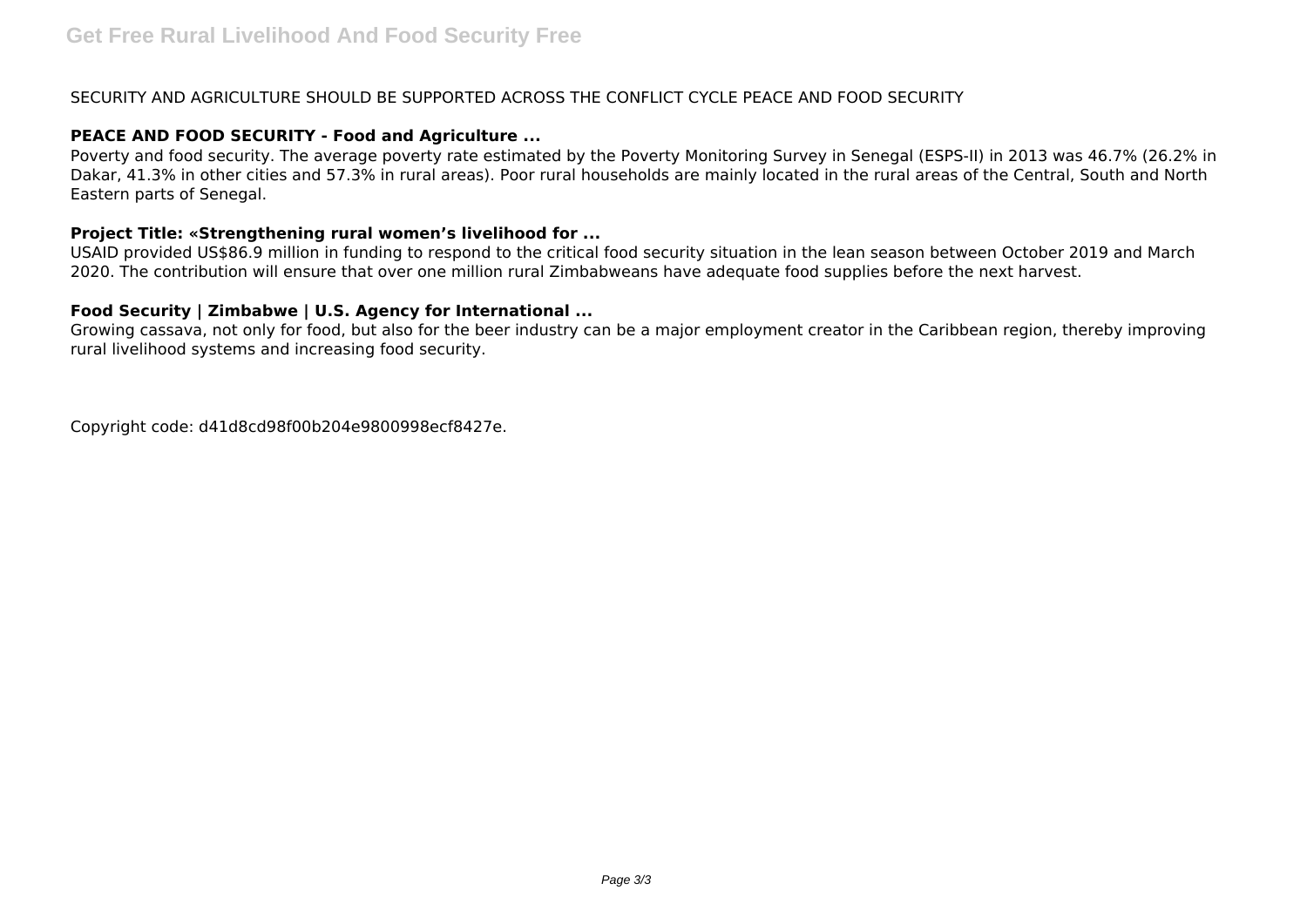SECURITY AND AGRICULTURE SHOULD BE SUPPORTED ACROSS THE CONFLICT CYCLE PEACE AND FOOD SECURITY

**PEACE AND FOOD SECURITY - Food and Agriculture ...**

Poverty and food security. The average poverty rate estimated by the Poverty Monitoring Survey in Senegal (ESPS-II) in 2013 was 46.7% (26.2% in Dakar, 41.3% in other cities and 57.3% in rural areas). Poor rural households are mainly located in the rural areas of the Central, South and North Eastern parts of Senegal.

**Project Title: «Strengthening rural women's livelihood for ...**

USAID provided US$86.9 million in funding to respond to the critical food security situation in the lean season between October 2019 and March 2020. The contribution will ensure that over one million rural Zimbabweans have adequate food supplies before the next harvest.

**Food Security | Zimbabwe | U.S. Agency for International ...**

Growing cassava, not only for food, but also for the beer industry can be a major employment creator in the Caribbean region, thereby improving rural livelihood systems and increasing food security.

Copyright code: d41d8cd98f00b204e9800998ecf8427e.